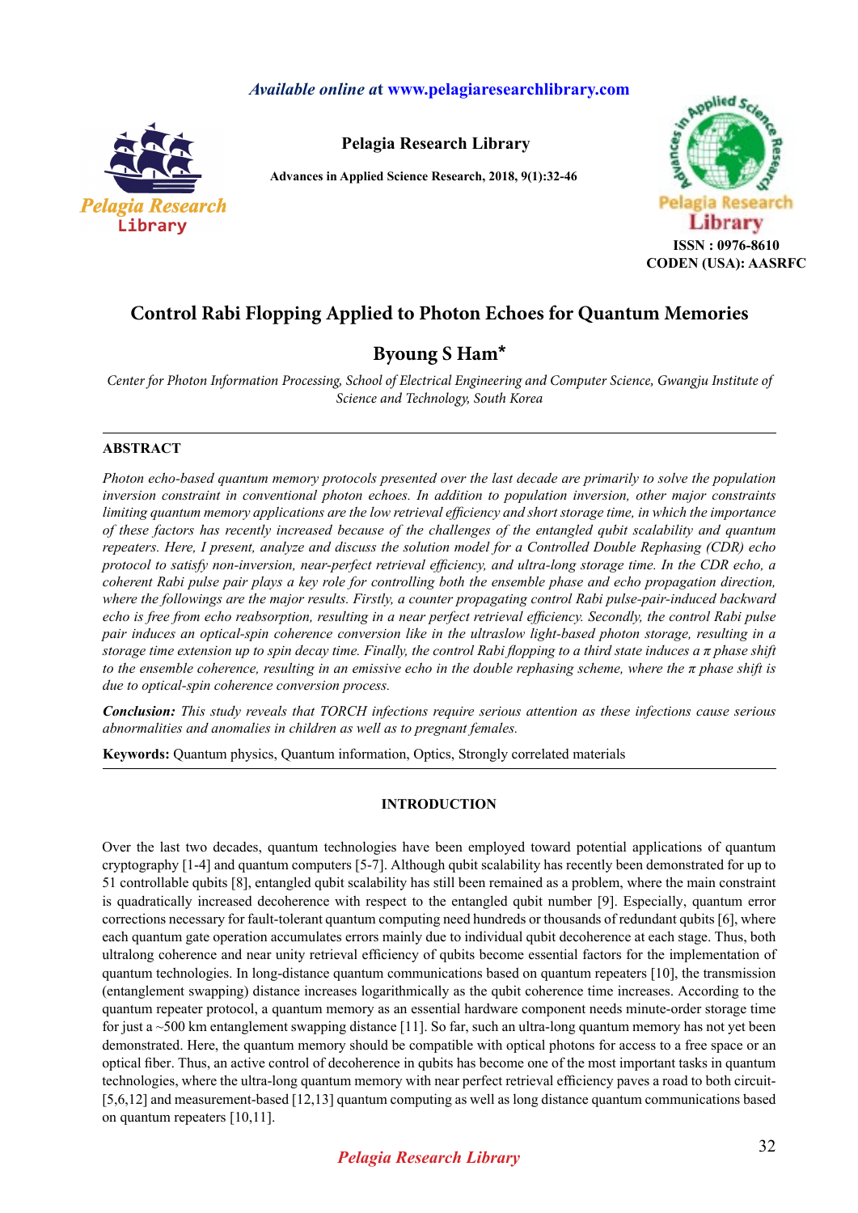# Control Rabi Flopping Applied to Photon Echoes for Quantum Memories

## Byoung S Ham*

*Center for Photon Information Processing, School of Electrical Engineering and Computer Science, Gwangju Institute of Science and Technology, South Korea*

---

## ABSTRACT

*Photon echo-based quantum memory protocols presented over the last decade are primarily to solve the population inversion constraint in conventional photon echoes. In addition to population inversion, other major constraints limiting quantum memory applications are the low retrieval efficiency and short storage time, in which the importance of these factors has recently increased because of the challenges of the entangled qubit scalability and quantum repeaters. Here, I present, analyze and discuss the solution model for a Controlled Double Rephasing (CDR) echo protocol to satisfy non-inversion, near-perfect retrieval efficiency, and ultra-long storage time. In the CDR echo, a coherent Rabi pulse pair plays a key role for controlling both the ensemble phase and echo propagation direction, where the followings are the major results. Firstly, a counter propagating control Rabi pulse-pair-induced backward echo is free from echo reabsorption, resulting in a near perfect retrieval efficiency. Secondly, the control Rabi pulse pair induces an optical-spin coherence conversion like in the ultraslow light-based photon storage, resulting in a storage time extension up to spin decay time. Finally, the control Rabi flopping to a third state induces a π phase shift to the ensemble coherence, resulting in an emissive echo in the double rephasing scheme, where the π phase shift is due to optical-spin coherence conversion process.*

**Conclusion:** *This study reveals that TORCH infections require serious attention as these infections cause serious abnormalities and anomalies in children as well as to pregnant females.*

**Keywords:** Quantum physics, Quantum information, Optics, Strongly correlated materials

---

## INTRODUCTION

Over the last two decades, quantum technologies have been employed toward potential applications of quantum cryptography [1-4] and quantum computers [5-7]. Although qubit scalability has recently been demonstrated for up to 51 controllable qubits [8], entangled qubit scalability has still been remained as a problem, where the main constraint is quadratically increased decoherence with respect to the entangled qubit number [9]. Especially, quantum error corrections necessary for fault-tolerant quantum computing need hundreds or thousands of redundant qubits [6], where each quantum gate operation accumulates errors mainly due to individual qubit decoherence at each stage. Thus, both ultralong coherence and near unity retrieval efficiency of qubits become essential factors for the implementation of quantum technologies. In long-distance quantum communications based on quantum repeaters [10], the transmission (entanglement swapping) distance increases logarithmically as the qubit coherence time increases. According to the quantum repeater protocol, a quantum memory as an essential hardware component needs minute-order storage time for just a ~500 km entanglement swapping distance [11]. So far, such an ultra-long quantum memory has not yet been demonstrated. Here, the quantum memory should be compatible with optical photons for access to a free space or an optical fiber. Thus, an active control of decoherence in qubits has become one of the most important tasks in quantum technologies, where the ultra-long quantum memory with near perfect retrieval efficiency paves a road to both circuit- [5,6,12] and measurement-based [12,13] quantum computing as well as long distance quantum communications based on quantum repeaters [10,11].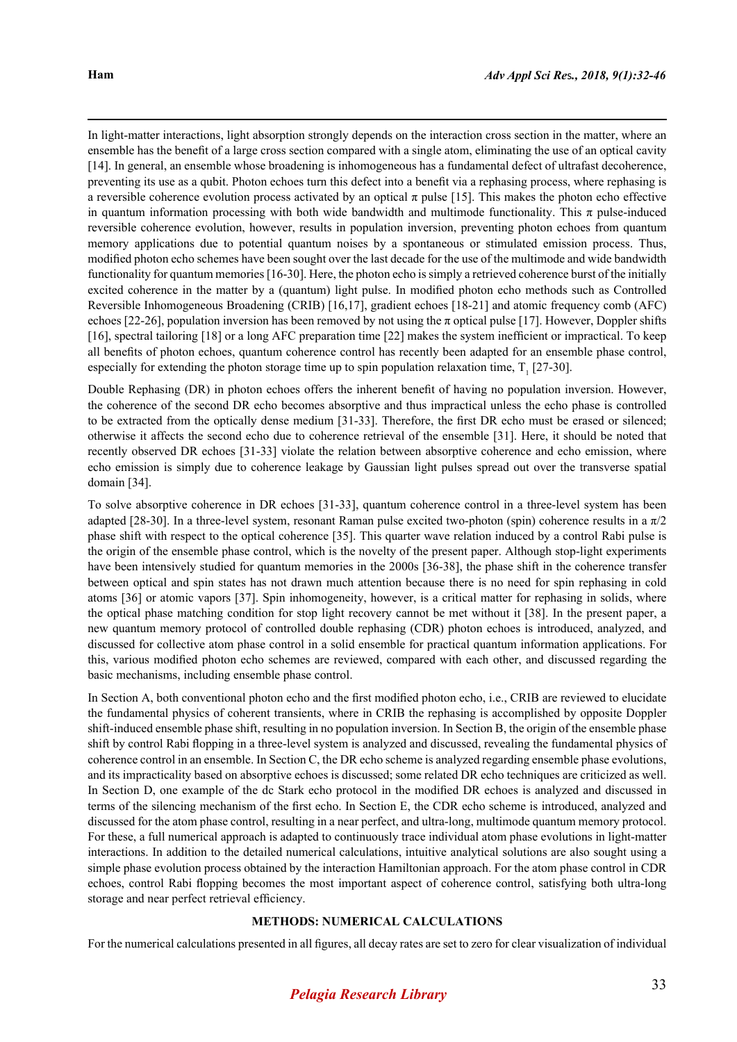In light-matter interactions, light absorption strongly depends on the interaction cross section in the matter, where an ensemble has the benefit of a large cross section compared with a single atom, eliminating the use of an optical cavity [14]. In general, an ensemble whose broadening is inhomogeneous has a fundamental defect of ultrafast decoherence, preventing its use as a qubit. Photon echoes turn this defect into a benefit via a rephasing process, where rephasing is a reversible coherence evolution process activated by an optical π pulse [15]. This makes the photon echo effective in quantum information processing with both wide bandwidth and multimode functionality. This π pulse-induced reversible coherence evolution, however, results in population inversion, preventing photon echoes from quantum memory applications due to potential quantum noises by a spontaneous or stimulated emission process. Thus, modified photon echo schemes have been sought over the last decade for the use of the multimode and wide bandwidth functionality for quantum memories [16-30]. Here, the photon echo is simply a retrieved coherence burst of the initially excited coherence in the matter by a (quantum) light pulse. In modified photon echo methods such as Controlled Reversible Inhomogeneous Broadening (CRIB) [16,17], gradient echoes [18-21] and atomic frequency comb (AFC) echoes [22-26], population inversion has been removed by not using the π optical pulse [17]. However, Doppler shifts [16], spectral tailoring [18] or a long AFC preparation time [22] makes the system inefficient or impractical. To keep all benefits of photon echoes, quantum coherence control has recently been adapted for an ensemble phase control, especially for extending the photon storage time up to spin population relaxation time, $T_1$ [27-30].

Double Rephasing (DR) in photon echoes offers the inherent benefit of having no population inversion. However, the coherence of the second DR echo becomes absorptive and thus impractical unless the echo phase is controlled to be extracted from the optically dense medium [31-33]. Therefore, the first DR echo must be erased or silenced; otherwise it affects the second echo due to coherence retrieval of the ensemble [31]. Here, it should be noted that recently observed DR echoes [31-33] violate the relation between absorptive coherence and echo emission, where echo emission is simply due to coherence leakage by Gaussian light pulses spread out over the transverse spatial domain [34].

To solve absorptive coherence in DR echoes [31-33], quantum coherence control in a three-level system has been adapted [28-30]. In a three-level system, resonant Raman pulse excited two-photon (spin) coherence results in a π/2 phase shift with respect to the optical coherence [35]. This quarter wave relation induced by a control Rabi pulse is the origin of the ensemble phase control, which is the novelty of the present paper. Although stop-light experiments have been intensively studied for quantum memories in the 2000s [36-38], the phase shift in the coherence transfer between optical and spin states has not drawn much attention because there is no need for spin rephasing in cold atoms [36] or atomic vapors [37]. Spin inhomogeneity, however, is a critical matter for rephasing in solids, where the optical phase matching condition for stop light recovery cannot be met without it [38]. In the present paper, a new quantum memory protocol of controlled double rephasing (CDR) photon echoes is introduced, analyzed, and discussed for collective atom phase control in a solid ensemble for practical quantum information applications. For this, various modified photon echo schemes are reviewed, compared with each other, and discussed regarding the basic mechanisms, including ensemble phase control.

In Section A, both conventional photon echo and the first modified photon echo, i.e., CRIB are reviewed to elucidate the fundamental physics of coherent transients, where in CRIB the rephasing is accomplished by opposite Doppler shift-induced ensemble phase shift, resulting in no population inversion. In Section B, the origin of the ensemble phase shift by control Rabi flopping in a three-level system is analyzed and discussed, revealing the fundamental physics of coherence control in an ensemble. In Section C, the DR echo scheme is analyzed regarding ensemble phase evolutions, and its impracticality based on absorptive echoes is discussed; some related DR echo techniques are criticized as well. In Section D, one example of the dc Stark echo protocol in the modified DR echoes is analyzed and discussed in terms of the silencing mechanism of the first echo. In Section E, the CDR echo scheme is introduced, analyzed and discussed for the atom phase control, resulting in a near perfect, and ultra-long, multimode quantum memory protocol. For these, a full numerical approach is adapted to continuously trace individual atom phase evolutions in light-matter interactions. In addition to the detailed numerical calculations, intuitive analytical solutions are also sought using a simple phase evolution process obtained by the interaction Hamiltonian approach. For the atom phase control in CDR echoes, control Rabi flopping becomes the most important aspect of coherence control, satisfying both ultra-long storage and near perfect retrieval efficiency.

## METHODS: NUMERICAL CALCULATIONS

For the numerical calculations presented in all figures, all decay rates are set to zero for clear visualization of individual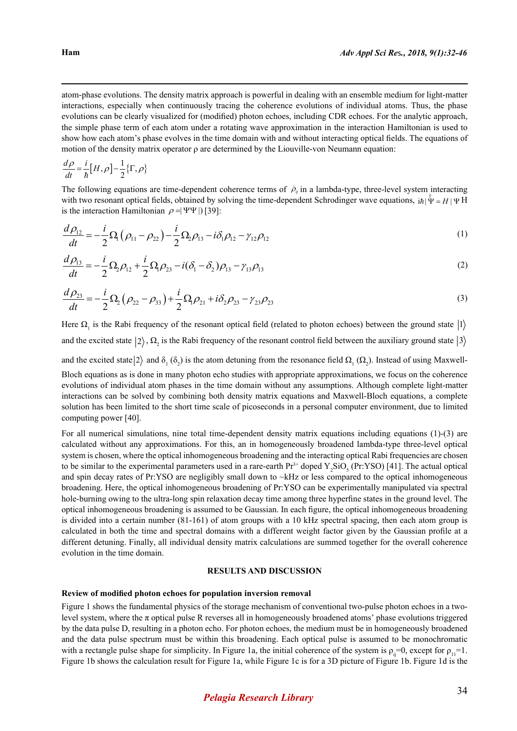atom-phase evolutions. The density matrix approach is powerful in dealing with an ensemble medium for light-matter interactions, especially when continuously tracing the coherence evolutions of individual atoms. Thus, the phase evolutions can be clearly visualized for (modified) photon echoes, including CDR echoes. For the analytic approach, the simple phase term of each atom under a rotating wave approximation in the interaction Hamiltonian is used to show how each atom's phase evolves in the time domain with and without interacting optical fields. The equations of motion of the density matrix operator ρ are determined by the Liouville-von Neumann equation:

$$\frac{d\rho}{dt} = \frac{i}{\hbar}\left[H,\rho\right] - \frac{1}{2}\left\{\Gamma,\rho\right\}$$

The following equations are time-dependent coherence terms of $\dot{\rho}_{ij}$ in a lambda-type, three-level system interacting with two resonant optical fields, obtained by solving the time-dependent Schrodinger wave equations, $i\hbar|\dot{\Psi} = H|\Psi$ H is the interaction Hamiltonian $\rho = |\Psi\Psi|)$ [39]:

$$\frac{d\rho_{12}}{dt} = -\frac{i}{2}\Omega_1\left(\rho_{11}-\rho_{22}\right) - \frac{i}{2}\Omega_2\rho_{13} - i\delta_1\rho_{12} - \gamma_{12}\rho_{12} \tag{1}$$

$$\frac{d\rho_{13}}{dt} = -\frac{i}{2}\Omega_2\rho_{12} + \frac{i}{2}\Omega_1\rho_{23} - i(\delta_1-\delta_2)\rho_{13} - \gamma_{13}\rho_{13} \tag{2}$$

$$\frac{d\rho_{23}}{dt} = -\frac{i}{2}\Omega_2\left(\rho_{22}-\rho_{33}\right) + \frac{i}{2}\Omega_1\rho_{21} + i\delta_2\rho_{23} - \gamma_{23}\rho_{23} \tag{3}$$

Here $\Omega_1$ is the Rabi frequency of the resonant optical field (related to photon echoes) between the ground state $|1\rangle$ and the excited state $|2\rangle$, $\Omega_2$ is the Rabi frequency of the resonant control field between the auxiliary ground state $|3\rangle$ and the excited state $|2\rangle$ and $\delta_1$ ($\delta_2$) is the atom detuning from the resonance field $\Omega_1$ ($\Omega_2$). Instead of using Maxwell-Bloch equations as is done in many photon echo studies with appropriate approximations, we focus on the coherence evolutions of individual atom phases in the time domain without any assumptions. Although complete light-matter interactions can be solved by combining both density matrix equations and Maxwell-Bloch equations, a complete solution has been limited to the short time scale of picoseconds in a personal computer environment, due to limited computing power [40].

For all numerical simulations, nine total time-dependent density matrix equations including equations (1)-(3) are calculated without any approximations. For this, an in homogeneously broadened lambda-type three-level optical system is chosen, where the optical inhomogeneous broadening and the interacting optical Rabi frequencies are chosen to be similar to the experimental parameters used in a rare-earth $Pr^{3+}$ doped $Y_2SiO_5$ (Pr:YSO) [41]. The actual optical and spin decay rates of Pr:YSO are negligibly small down to ~kHz or less compared to the optical inhomogeneous broadening. Here, the optical inhomogeneous broadening of Pr:YSO can be experimentally manipulated via spectral hole-burning owing to the ultra-long spin relaxation decay time among three hyperfine states in the ground level. The optical inhomogeneous broadening is assumed to be Gaussian. In each figure, the optical inhomogeneous broadening is divided into a certain number (81-161) of atom groups with a 10 kHz spectral spacing, then each atom group is calculated in both the time and spectral domains with a different weight factor given by the Gaussian profile at a different detuning. Finally, all individual density matrix calculations are summed together for the overall coherence evolution in the time domain.

## RESULTS AND DISCUSSION

### Review of modified photon echoes for population inversion removal

Figure 1 shows the fundamental physics of the storage mechanism of conventional two-pulse photon echoes in a two-level system, where the π optical pulse R reverses all in homogeneously broadened atoms' phase evolutions triggered by the data pulse D, resulting in a photon echo. For photon echoes, the medium must be in homogeneously broadened and the data pulse spectrum must be within this broadening. Each optical pulse is assumed to be monochromatic with a rectangle pulse shape for simplicity. In Figure 1a, the initial coherence of the system is $\rho_{ij}=0$, except for $\rho_{11}=1$. Figure 1b shows the calculation result for Figure 1a, while Figure 1c is for a 3D picture of Figure 1b. Figure 1d is the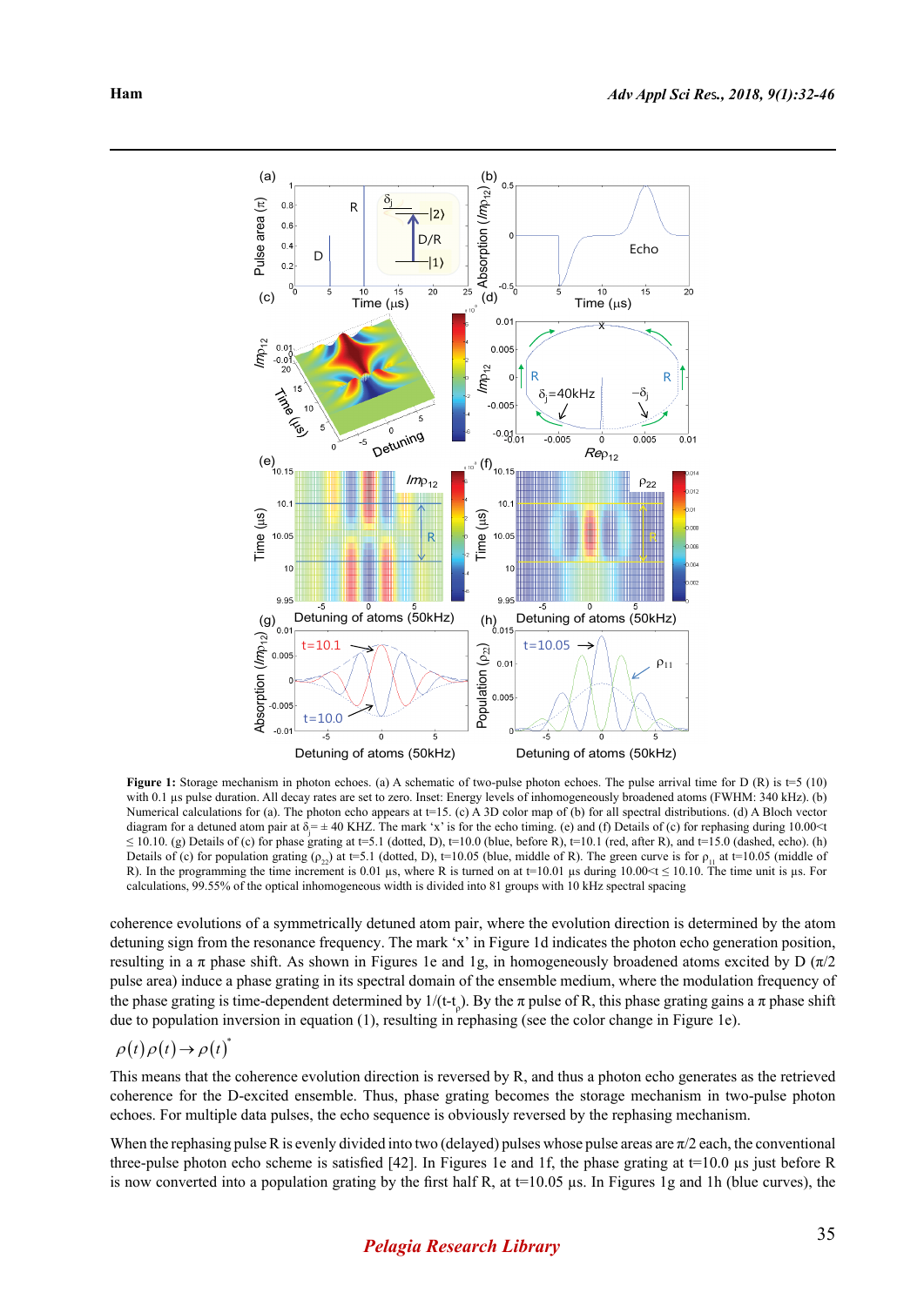**Figure 1:** Storage mechanism in photon echoes. (a) A schematic of two-pulse photon echoes. The pulse arrival time for D (R) is t=5 (10) with 0.1 µs pulse duration. All decay rates are set to zero. Inset: Energy levels of inhomogeneously broadened atoms (FWHM: 340 kHz). (b) Numerical calculations for (a). The photon echo appears at t=15. (c) A 3D color map of (b) for all spectral distributions. (d) A Bloch vector diagram for a detuned atom pair at $\delta_j = \pm$ 40 KHZ. The mark 'x' is for the echo timing. (e) and (f) Details of (c) for rephasing during 10.00<t ≤ 10.10. (g) Details of (c) for phase grating at t=5.1 (dotted, D), t=10.0 (blue, before R), t=10.1 (red, after R), and t=15.0 (dashed, echo). (h) Details of (c) for population grating ($\rho_{22}$) at t=5.1 (dotted, D), t=10.05 (blue, middle of R). The green curve is for $\rho_{11}$ at t=10.05 (middle of R). In the programming the time increment is 0.01 µs, where R is turned on at t=10.01 µs during 10.00<t ≤ 10.10. The time unit is µs. For calculations, 99.55% of the optical inhomogeneous width is divided into 81 groups with 10 kHz spectral spacing

coherence evolutions of a symmetrically detuned atom pair, where the evolution direction is determined by the atom detuning sign from the resonance frequency. The mark 'x' in Figure 1d indicates the photon echo generation position, resulting in a π phase shift. As shown in Figures 1e and 1g, in homogeneously broadened atoms excited by D (π/2 pulse area) induce a phase grating in its spectral domain of the ensemble medium, where the modulation frequency of the phase grating is time-dependent determined by $1/(t-t_\rho)$. By the π pulse of R, this phase grating gains a π phase shift due to population inversion in equation (1), resulting in rephasing (see the color change in Figure 1e).

$$\rho(t)\rho(t) \to \rho(t)^*$$

This means that the coherence evolution direction is reversed by R, and thus a photon echo generates as the retrieved coherence for the D-excited ensemble. Thus, phase grating becomes the storage mechanism in two-pulse photon echoes. For multiple data pulses, the echo sequence is obviously reversed by the rephasing mechanism.

When the rephasing pulse R is evenly divided into two (delayed) pulses whose pulse areas are π/2 each, the conventional three-pulse photon echo scheme is satisfied [42]. In Figures 1e and 1f, the phase grating at t=10.0 µs just before R is now converted into a population grating by the first half R, at t=10.05 µs. In Figures 1g and 1h (blue curves), the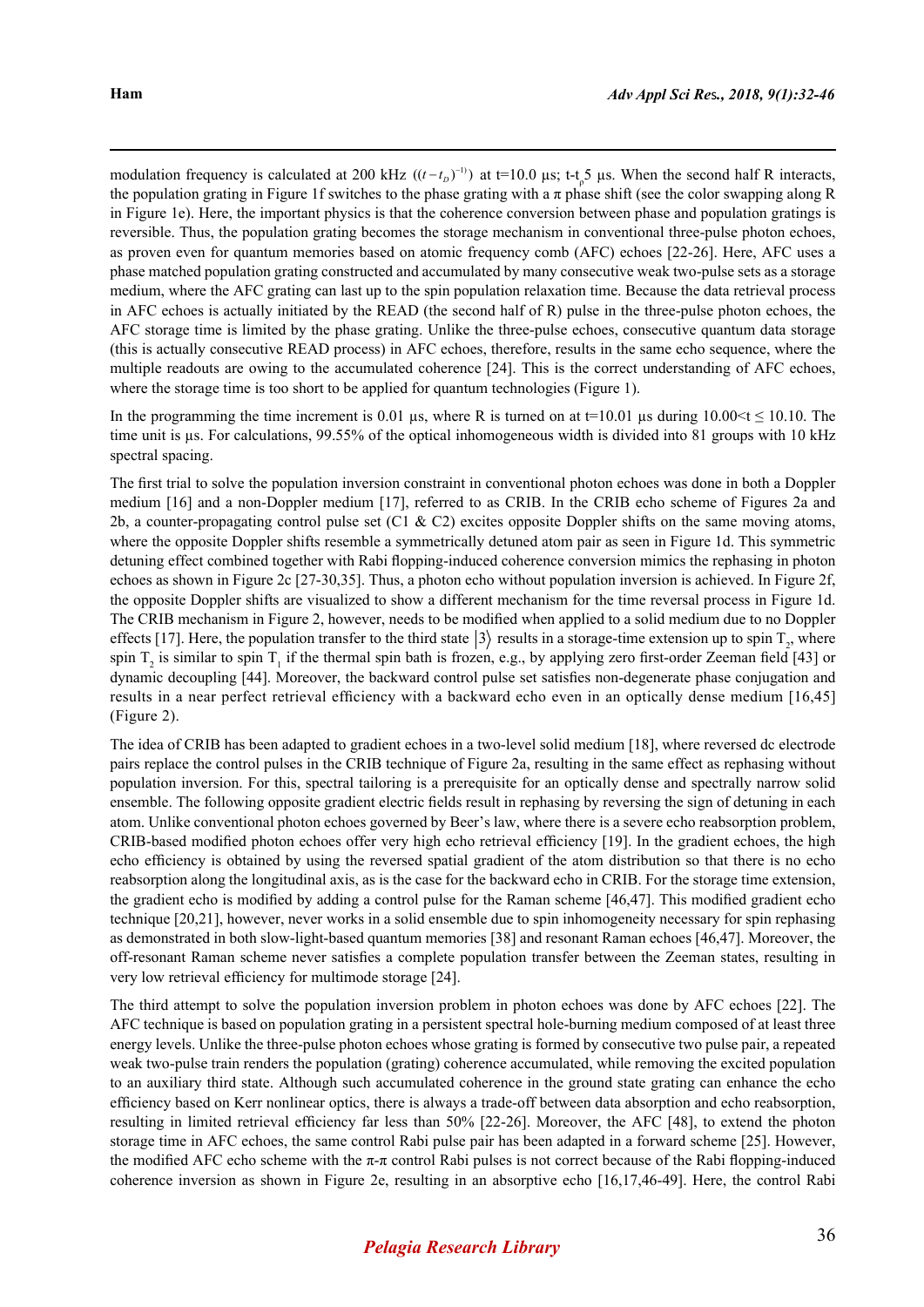modulation frequency is calculated at 200 kHz ($(t-t_D)^{-1}$) at t=10.0 µs; $t-t_D$ 5 µs. When the second half R interacts, the population grating in Figure 1f switches to the phase grating with a π phase shift (see the color swapping along R in Figure 1e). Here, the important physics is that the coherence conversion between phase and population gratings is reversible. Thus, the population grating becomes the storage mechanism in conventional three-pulse photon echoes, as proven even for quantum memories based on atomic frequency comb (AFC) echoes [22-26]. Here, AFC uses a phase matched population grating constructed and accumulated by many consecutive weak two-pulse sets as a storage medium, where the AFC grating can last up to the spin population relaxation time. Because the data retrieval process in AFC echoes is actually initiated by the READ (the second half of R) pulse in the three-pulse photon echoes, the AFC storage time is limited by the phase grating. Unlike the three-pulse echoes, consecutive quantum data storage (this is actually consecutive READ process) in AFC echoes, therefore, results in the same echo sequence, where the multiple readouts are owing to the accumulated coherence [24]. This is the correct understanding of AFC echoes, where the storage time is too short to be applied for quantum technologies (Figure 1).

In the programming the time increment is 0.01 µs, where R is turned on at t=10.01 µs during 10.00<t ≤ 10.10. The time unit is µs. For calculations, 99.55% of the optical inhomogeneous width is divided into 81 groups with 10 kHz spectral spacing.

The first trial to solve the population inversion constraint in conventional photon echoes was done in both a Doppler medium [16] and a non-Doppler medium [17], referred to as CRIB. In the CRIB echo scheme of Figures 2a and 2b, a counter-propagating control pulse set (C1 & C2) excites opposite Doppler shifts on the same moving atoms, where the opposite Doppler shifts resemble a symmetrically detuned atom pair as seen in Figure 1d. This symmetric detuning effect combined together with Rabi flopping-induced coherence conversion mimics the rephasing in photon echoes as shown in Figure 2c [27-30,35]. Thus, a photon echo without population inversion is achieved. In Figure 2f, the opposite Doppler shifts are visualized to show a different mechanism for the time reversal process in Figure 1d. The CRIB mechanism in Figure 2, however, needs to be modified when applied to a solid medium due to no Doppler effects [17]. Here, the population transfer to the third state $|3\rangle$ results in a storage-time extension up to spin $T_2$, where spin $T_2$ is similar to spin $T_1$ if the thermal spin bath is frozen, e.g., by applying zero first-order Zeeman field [43] or dynamic decoupling [44]. Moreover, the backward control pulse set satisfies non-degenerate phase conjugation and results in a near perfect retrieval efficiency with a backward echo even in an optically dense medium [16,45] (Figure 2).

The idea of CRIB has been adapted to gradient echoes in a two-level solid medium [18], where reversed dc electrode pairs replace the control pulses in the CRIB technique of Figure 2a, resulting in the same effect as rephasing without population inversion. For this, spectral tailoring is a prerequisite for an optically dense and spectrally narrow solid ensemble. The following opposite gradient electric fields result in rephasing by reversing the sign of detuning in each atom. Unlike conventional photon echoes governed by Beer's law, where there is a severe echo reabsorption problem, CRIB-based modified photon echoes offer very high echo retrieval efficiency [19]. In the gradient echoes, the high echo efficiency is obtained by using the reversed spatial gradient of the atom distribution so that there is no echo reabsorption along the longitudinal axis, as is the case for the backward echo in CRIB. For the storage time extension, the gradient echo is modified by adding a control pulse for the Raman scheme [46,47]. This modified gradient echo technique [20,21], however, never works in a solid ensemble due to spin inhomogeneity necessary for spin rephasing as demonstrated in both slow-light-based quantum memories [38] and resonant Raman echoes [46,47]. Moreover, the off-resonant Raman scheme never satisfies a complete population transfer between the Zeeman states, resulting in very low retrieval efficiency for multimode storage [24].

The third attempt to solve the population inversion problem in photon echoes was done by AFC echoes [22]. The AFC technique is based on population grating in a persistent spectral hole-burning medium composed of at least three energy levels. Unlike the three-pulse photon echoes whose grating is formed by consecutive two pulse pair, a repeated weak two-pulse train renders the population (grating) coherence accumulated, while removing the excited population to an auxiliary third state. Although such accumulated coherence in the ground state grating can enhance the echo efficiency based on Kerr nonlinear optics, there is always a trade-off between data absorption and echo reabsorption, resulting in limited retrieval efficiency far less than 50% [22-26]. Moreover, the AFC [48], to extend the photon storage time in AFC echoes, the same control Rabi pulse pair has been adapted in a forward scheme [25]. However, the modified AFC echo scheme with the π-π control Rabi pulses is not correct because of the Rabi flopping-induced coherence inversion as shown in Figure 2e, resulting in an absorptive echo [16,17,46-49]. Here, the control Rabi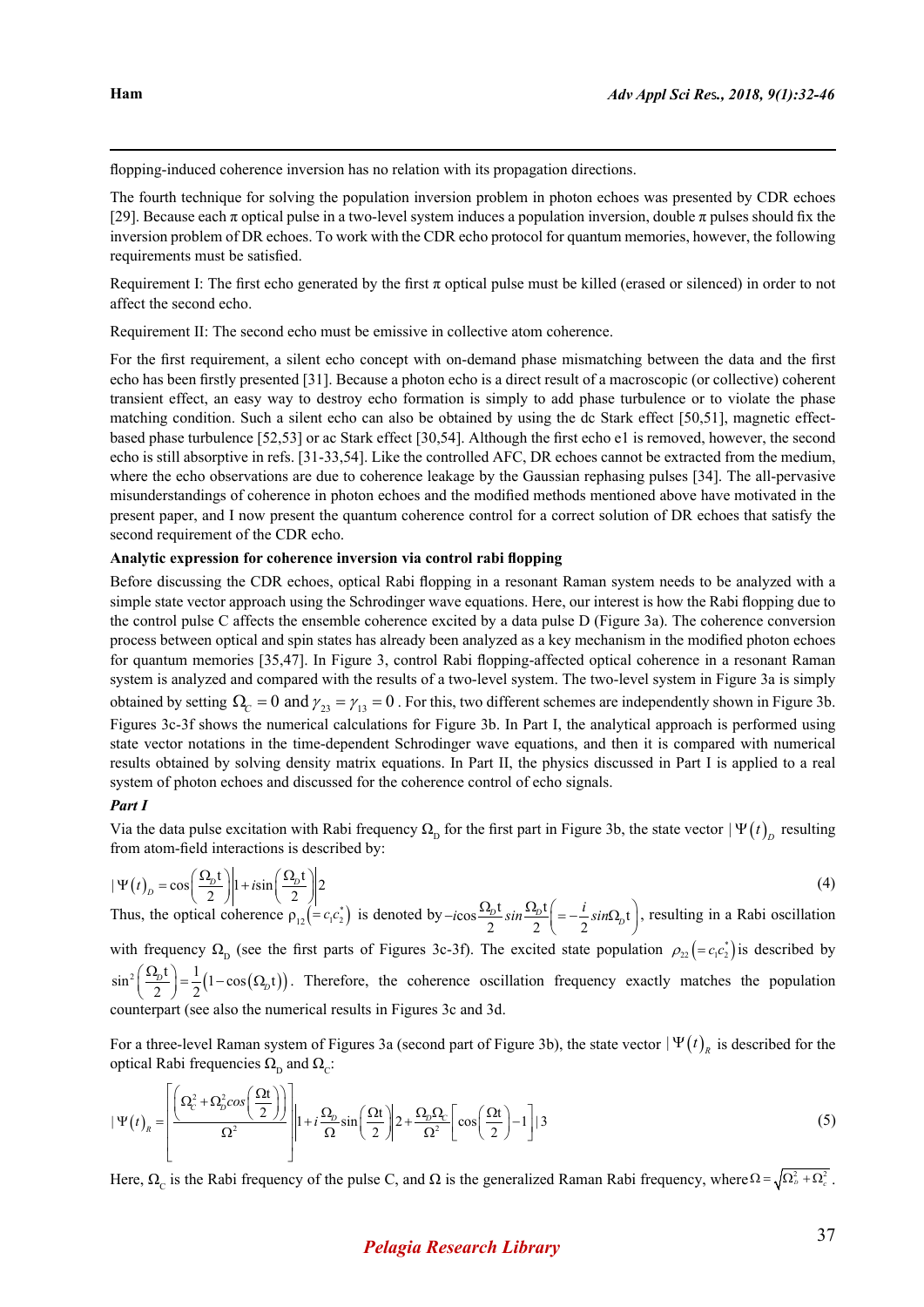flopping-induced coherence inversion has no relation with its propagation directions.

The fourth technique for solving the population inversion problem in photon echoes was presented by CDR echoes [29]. Because each π optical pulse in a two-level system induces a population inversion, double π pulses should fix the inversion problem of DR echoes. To work with the CDR echo protocol for quantum memories, however, the following requirements must be satisfied.

Requirement I: The first echo generated by the first π optical pulse must be killed (erased or silenced) in order to not affect the second echo.

Requirement II: The second echo must be emissive in collective atom coherence.

For the first requirement, a silent echo concept with on-demand phase mismatching between the data and the first echo has been firstly presented [31]. Because a photon echo is a direct result of a macroscopic (or collective) coherent transient effect, an easy way to destroy echo formation is simply to add phase turbulence or to violate the phase matching condition. Such a silent echo can also be obtained by using the dc Stark effect [50,51], magnetic effect-based phase turbulence [52,53] or ac Stark effect [30,54]. Although the first echo e1 is removed, however, the second echo is still absorptive in refs. [31-33,54]. Like the controlled AFC, DR echoes cannot be extracted from the medium, where the echo observations are due to coherence leakage by the Gaussian rephasing pulses [34]. The all-pervasive misunderstandings of coherence in photon echoes and the modified methods mentioned above have motivated in the present paper, and I now present the quantum coherence control for a correct solution of DR echoes that satisfy the second requirement of the CDR echo.

**Analytic expression for coherence inversion via control rabi flopping**

Before discussing the CDR echoes, optical Rabi flopping in a resonant Raman system needs to be analyzed with a simple state vector approach using the Schrodinger wave equations. Here, our interest is how the Rabi flopping due to the control pulse C affects the ensemble coherence excited by a data pulse D (Figure 3a). The coherence conversion process between optical and spin states has already been analyzed as a key mechanism in the modified photon echoes for quantum memories [35,47]. In Figure 3, control Rabi flopping-affected optical coherence in a resonant Raman system is analyzed and compared with the results of a two-level system. The two-level system in Figure 3a is simply obtained by setting $\Omega_C = 0$ and $\gamma_{23} = \gamma_{13} = 0$. For this, two different schemes are independently shown in Figure 3b. Figures 3c-3f shows the numerical calculations for Figure 3b. In Part I, the analytical approach is performed using state vector notations in the time-dependent Schrodinger wave equations, and then it is compared with numerical results obtained by solving density matrix equations. In Part II, the physics discussed in Part I is applied to a real system of photon echoes and discussed for the coherence control of echo signals.

***Part I***

Via the data pulse excitation with Rabi frequency $\Omega_D$ for the first part in Figure 3b, the state vector $|\Psi(t)_D$ resulting from atom-field interactions is described by:

$$|\Psi(t)_D = \cos\left(\frac{\Omega_D t}{2}\right)\Big|1 + i\sin\left(\frac{\Omega_D t}{2}\right)\Big|2 \tag{4}$$

Thus, the optical coherence $\rho_{12}\left(=c_1c_2^*\right)$ is denoted by $-i\cos\frac{\Omega_D t}{2}sin\frac{\Omega_D t}{2}\left(=-\frac{i}{2}sin\Omega_D t\right)$, resulting in a Rabi oscillation with frequency $\Omega_D$ (see the first parts of Figures 3c-3f). The excited state population $\rho_{22}\left(=c_1c_2^*\right)$ is described by $\sin^2\left(\frac{\Omega_D t}{2}\right) = \frac{1}{2}\left(1-\cos\left(\Omega_D t\right)\right)$. Therefore, the coherence oscillation frequency exactly matches the population counterpart (see also the numerical results in Figures 3c and 3d).

For a three-level Raman system of Figures 3a (second part of Figure 3b), the state vector $|\Psi(t)_R$ is described for the optical Rabi frequencies $\Omega_D$ and $\Omega_C$:

$$|\Psi(t)_R = \left[\frac{\left(\Omega_C^2 + \Omega_D^2 cos\left(\frac{\Omega t}{2}\right)\right)}{\Omega^2}\right]\Big|1 + i\frac{\Omega_D}{\Omega}\sin\left(\frac{\Omega t}{2}\right)\Big|2 + \frac{\Omega_D\Omega_C}{\Omega^2}\left[\cos\left(\frac{\Omega t}{2}\right)-1\right]|3 \tag{5}$$

Here, $\Omega_C$ is the Rabi frequency of the pulse C, and $\Omega$ is the generalized Raman Rabi frequency, where $\Omega = \sqrt{\Omega_D^2 + \Omega_c^2}$.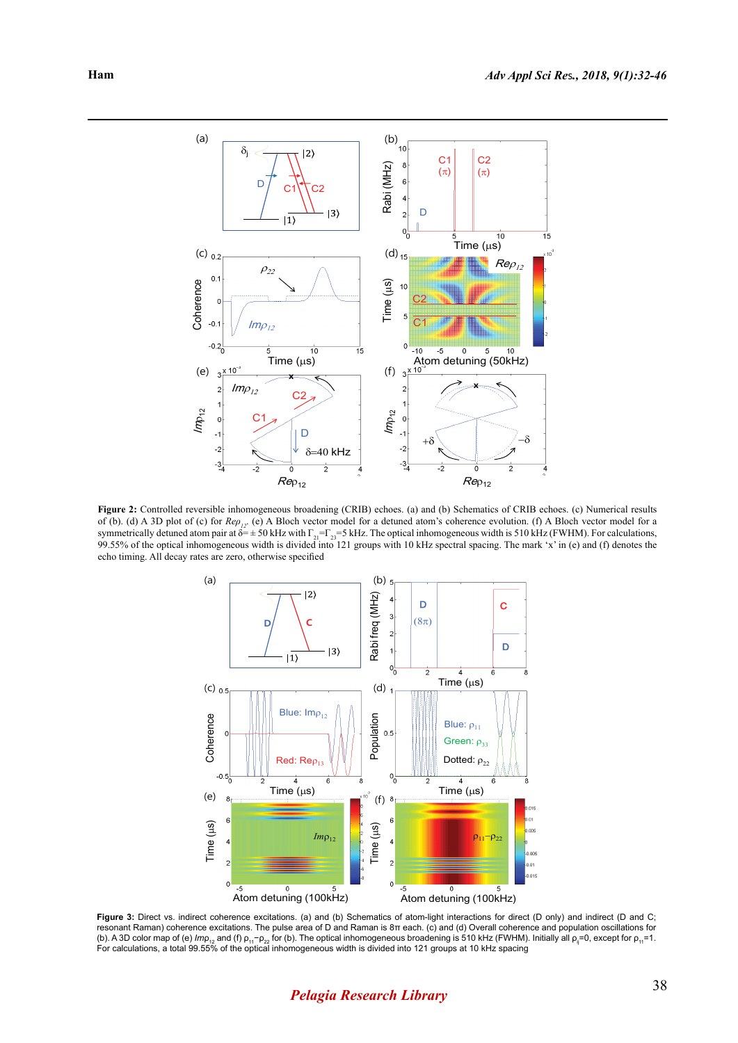**Figure 2:** Controlled reversible inhomogeneous broadening (CRIB) echoes. (a) and (b) Schematics of CRIB echoes. (c) Numerical results of (b). (d) A 3D plot of (c) for $Re\rho_{12}$. (e) A Bloch vector model for a detuned atom's coherence evolution. (f) A Bloch vector model for a symmetrically detuned atom pair at $\delta = \pm 50$ kHz with $\Gamma_{21} = \Gamma_{23} = 5$ kHz. The optical inhomogeneous width is 510 kHz (FWHM). For calculations, 99.55% of the optical inhomogeneous width is divided into 121 groups with 10 kHz spectral spacing. The mark 'x' in (e) and (f) denotes the echo timing. All decay rates are zero, otherwise specified

**Figure 3:** Direct vs. indirect coherence excitations. (a) and (b) Schematics of atom-light interactions for direct (D only) and indirect (D and C; resonant Raman) coherence excitations. The pulse area of D and Raman is 8π each. (c) and (d) Overall coherence and population oscillations for (b). A 3D color map of (e) $Im\rho_{12}$ and (f) $\rho_{11} - \rho_{22}$ for (b). The optical inhomogeneous broadening is 510 kHz (FWHM). Initially all $\rho_{ij} = 0$, except for $\rho_{11} = 1$. For calculations, a total 99.55% of the optical inhomogeneous width is divided into 121 groups at 10 kHz spacing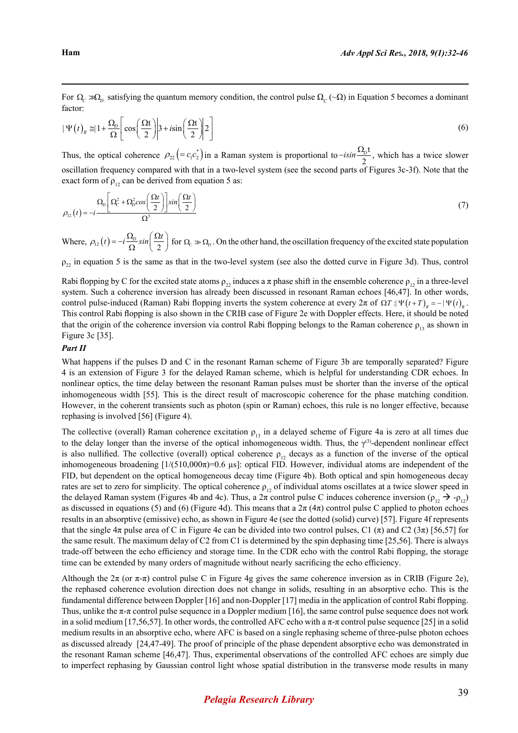For $\Omega_C \gg \Omega_D$ satisfying the quantum memory condition, the control pulse $\Omega_C$ (~Ω) in Equation 5 becomes a dominant factor:

$$|\Psi(t)\rangle_R \cong |1\rangle + \frac{\Omega_D}{\Omega}\left[\cos\left(\frac{\Omega t}{2}\right)|3\rangle + i\sin\left(\frac{\Omega t}{2}\right)|2\rangle\right] \tag{6}$$

Thus, the optical coherence $\rho_{22}\left(=c_1c_2^*\right)$ in a Raman system is proportional to $-i\sin\frac{\Omega_D t}{2}$, which has a twice slower oscillation frequency compared with that in a two-level system (see the second parts of Figures 3c-3f). Note that the exact form of $\rho_{12}$ can be derived from equation 5 as:

$$\rho_{12}(t) = -i\frac{\Omega_D\left[\Omega_C^2 + \Omega_D^2\cos\left(\frac{\Omega t}{2}\right)\right]\sin\left(\frac{\Omega t}{2}\right)}{\Omega^3} \tag{7}$$

Where, $\rho_{12}(t) = -i\frac{\Omega_D}{\Omega}\sin\left(\frac{\Omega t}{2}\right)$ for $\Omega_C \gg \Omega_D$. On the other hand, the oscillation frequency of the excited state population $\rho_{22}$ in equation 5 is the same as that in the two-level system (see also the dotted curve in Figure 3d). Thus, control Rabi flopping by C for the excited state atoms $\rho_{22}$ induces a π phase shift in the ensemble coherence $\rho_{12}$ in a three-level system. Such a coherence inversion has already been discussed in resonant Raman echoes [46,47]. In other words, control pulse-induced (Raman) Rabi flopping inverts the system coherence at every 2π of $\Omega T: |\Psi(t+T)\rangle_R = -|\Psi(t)\rangle_R$. This control Rabi flopping is also shown in the CRIB case of Figure 2e with Doppler effects. Here, it should be noted that the origin of the coherence inversion via control Rabi flopping belongs to the Raman coherence $\rho_{13}$ as shown in Figure 3c [35].

***Part II***

What happens if the pulses D and C in the resonant Raman scheme of Figure 3b are temporally separated? Figure 4 is an extension of Figure 3 for the delayed Raman scheme, which is helpful for understanding CDR echoes. In nonlinear optics, the time delay between the resonant Raman pulses must be shorter than the inverse of the optical inhomogeneous width [55]. This is the direct result of macroscopic coherence for the phase matching condition. However, in the coherent transients such as photon (spin or Raman) echoes, this rule is no longer effective, because rephasing is involved [56] (Figure 4).

The collective (overall) Raman coherence excitation $\rho_{13}$ in a delayed scheme of Figure 4a is zero at all times due to the delay longer than the inverse of the optical inhomogeneous width. Thus, the $\chi^{(3)}$-dependent nonlinear effect is also nullified. The collective (overall) optical coherence $\rho_{12}$ decays as a function of the inverse of the optical inhomogeneous broadening [1/(510,000π)=0.6 μs]: optical FID. However, individual atoms are independent of the FID, but dependent on the optical homogeneous decay time (Figure 4b). Both optical and spin homogeneous decay rates are set to zero for simplicity. The optical coherence $\rho_{12}$ of individual atoms oscillates at a twice slower speed in the delayed Raman system (Figures 4b and 4c). Thus, a 2π control pulse C induces coherence inversion ($\rho_{12} \rightarrow -\rho_{12}$) as discussed in equations (5) and (6) (Figure 4d). This means that a 2π (4π) control pulse C applied to photon echoes results in an absorptive (emissive) echo, as shown in Figure 4e (see the dotted (solid) curve) [57]. Figure 4f represents that the single 4π pulse area of C in Figure 4e can be divided into two control pulses, C1 (π) and C2 (3π) [56,57] for the same result. The maximum delay of C2 from C1 is determined by the spin dephasing time [25,56]. There is always trade-off between the echo efficiency and storage time. In the CDR echo with the control Rabi flopping, the storage time can be extended by many orders of magnitude without nearly sacrificing the echo efficiency.

Although the 2π (or π-π) control pulse C in Figure 4g gives the same coherence inversion as in CRIB (Figure 2e), the rephased coherence evolution direction does not change in solids, resulting in an absorptive echo. This is the fundamental difference between Doppler [16] and non-Doppler [17] media in the application of control Rabi flopping. Thus, unlike the π-π control pulse sequence in a Doppler medium [16], the same control pulse sequence does not work in a solid medium [17,56,57]. In other words, the controlled AFC echo with a π-π control pulse sequence [25] in a solid medium results in an absorptive echo, where AFC is based on a single rephasing scheme of three-pulse photon echoes as discussed already [24,47-49]. The proof of principle of the phase dependent absorptive echo was demonstrated in the resonant Raman scheme [46,47]. Thus, experimental observations of the controlled AFC echoes are simply due to imperfect rephasing by Gaussian control light whose spatial distribution in the transverse mode results in many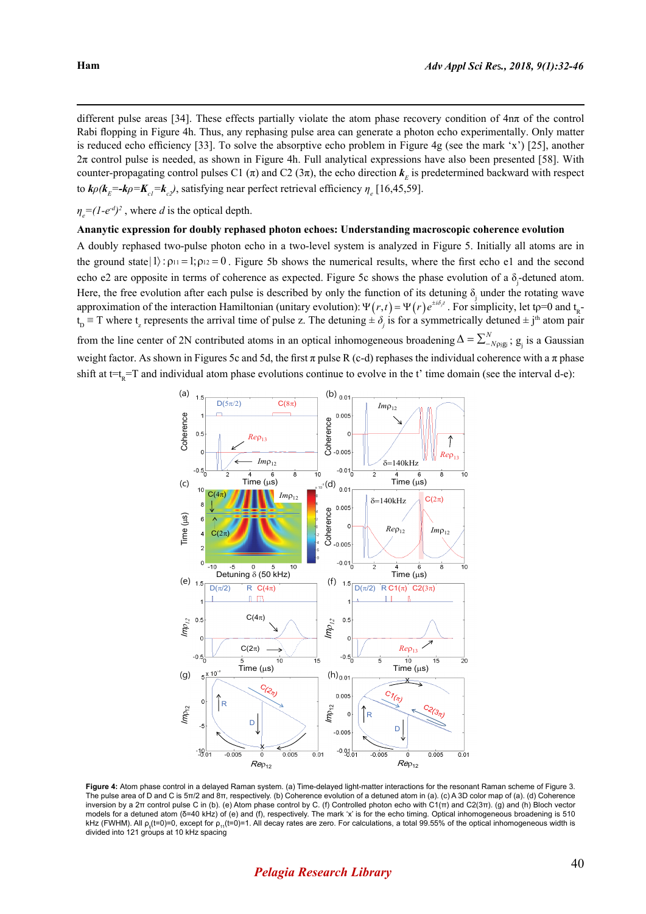different pulse areas [34]. These effects partially violate the atom phase recovery condition of $4n\pi$ of the control Rabi flopping in Figure 4h. Thus, any rephasing pulse area can generate a photon echo experimentally. Only matter is reduced echo efficiency [33]. To solve the absorptive echo problem in Figure 4g (see the mark 'x') [25], another $2\pi$ control pulse is needed, as shown in Figure 4h. Full analytical expressions have also been presented [58]. With counter-propagating control pulses C1 ($\pi$) and C2 ($3\pi$), the echo direction $\boldsymbol{k}_E$ is predetermined backward with respect to $\boldsymbol{k}\rho(\boldsymbol{k}_E$=-$\boldsymbol{k}\rho$=$\boldsymbol{K}_{c1}$=$\boldsymbol{k}_{c2})$, satisfying near perfect retrieval efficiency $\eta_e$ [16,45,59].

$\eta_e=(1-e^{-d})^2$ , where $d$ is the optical depth.

**Ananytic expression for doubly rephased photon echoes: Understanding macroscopic coherence evolution**

A doubly rephased two-pulse photon echo in a two-level system is analyzed in Figure 5. Initially all atoms are in the ground state$|1\rangle:\rho_{11}=1;\rho_{12}=0$. Figure 5b shows the numerical results, where the first echo e1 and the second echo e2 are opposite in terms of coherence as expected. Figure 5c shows the phase evolution of a $\delta_j$-detuned atom. Here, the free evolution after each pulse is described by only the function of its detuning $\delta_j$ under the rotating wave approximation of the interaction Hamiltonian (unitary evolution): $\Psi(r,t)=\Psi(r)e^{\pm i\delta_j t}$. For simplicity, let tp=0 and $t_R$-$t_D\equiv T$ where $t_z$ represents the arrival time of pulse z. The detuning $\pm\,\delta_j$ is for a symmetrically detuned $\pm$ j$^{th}$ atom pair from the line center of 2N contributed atoms in an optical inhomogeneous broadening $\Delta=\sum_{-N}^{N}\rho_{j}g_j$; $g_j$ is a Gaussian weight factor. As shown in Figures 5c and 5d, the first $\pi$ pulse R (c-d) rephases the individual coherence with a $\pi$ phase shift at $t=t_R=T$ and individual atom phase evolutions continue to evolve in the t' time domain (see the interval d-e):

**Figure 4:** Atom phase control in a delayed Raman system. (a) Time-delayed light-matter interactions for the resonant Raman scheme of Figure 3. The pulse area of D and C is $5\pi/2$ and $8\pi$, respectively. (b) Coherence evolution of a detuned atom in (a). (c) A 3D color map of (a). (d) Coherence inversion by a $2\pi$ control pulse C in (b). (e) Atom phase control by C. (f) Controlled photon echo with C1($\pi$) and C2($3\pi$). (g) and (h) Bloch vector models for a detuned atom ($\delta$=40 kHz) of (e) and (f), respectively. The mark 'x' is for the echo timing. Optical inhomogeneous broadening is 510 kHz (FWHM). All $\rho_{ij}(t=0)=0$, except for $\rho_{11}(t=0)=1$. All decay rates are zero. For calculations, a total 99.55% of the optical inhomogeneous width is divided into 121 groups at 10 kHz spacing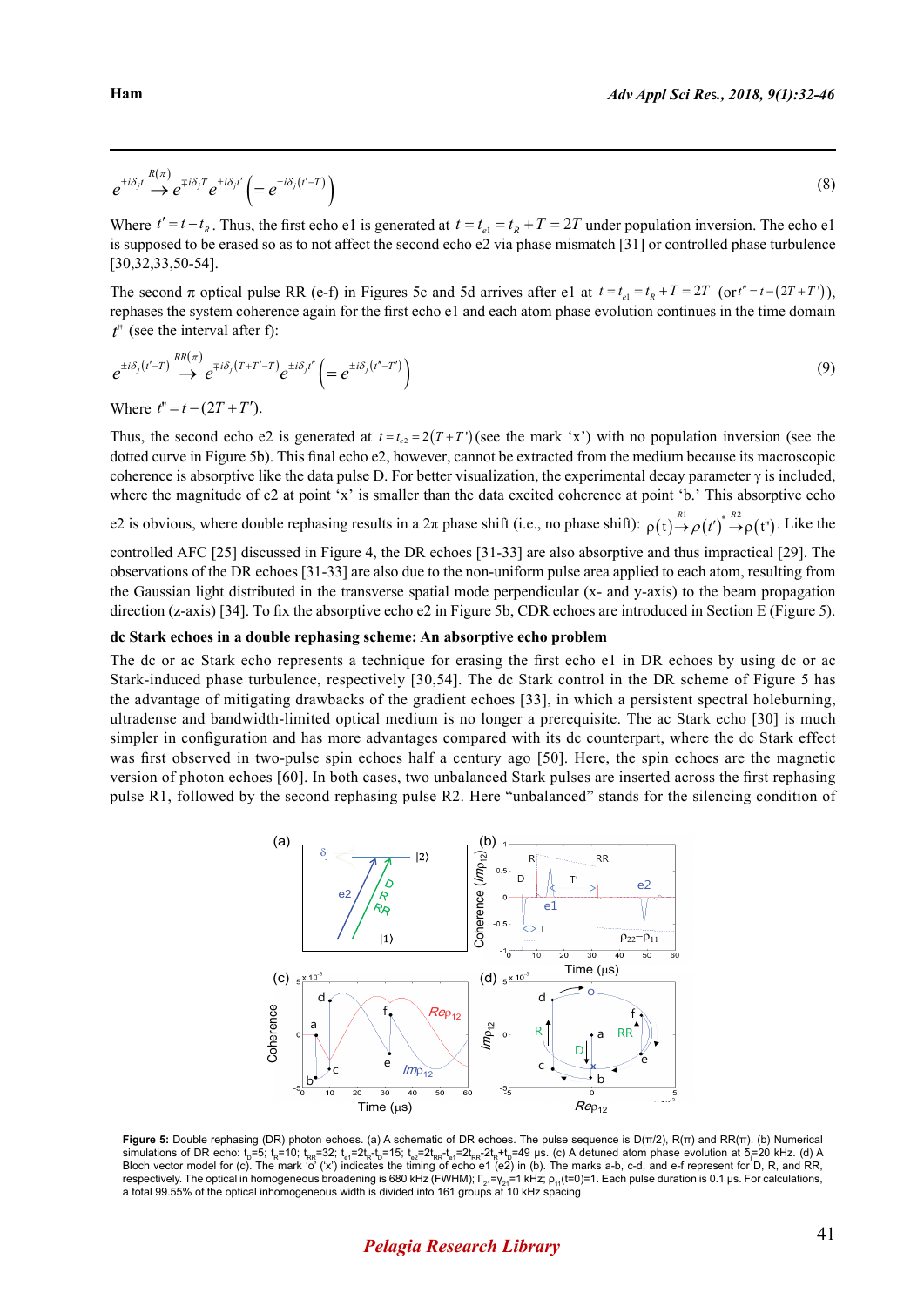$$e^{\pm i\delta_j t} \xrightarrow{R(\pi)} e^{\mp i\delta_j T} e^{\pm i\delta_j t'} \left(= e^{\pm i\delta_j (t'-T)}\right) \tag{8}$$

Where $t' = t - t_R$. Thus, the first echo e1 is generated at $t = t_{e1} = t_R + T = 2T$ under population inversion. The echo e1 is supposed to be erased so as to not affect the second echo e2 via phase mismatch [31] or controlled phase turbulence [30,32,33,50-54].

The second π optical pulse RR (e-f) in Figures 5c and 5d arrives after e1 at $t = t_{e1} = t_R + T = 2T$ (or $t'' = t - (2T + T')$), rephases the system coherence again for the first echo e1 and each atom phase evolution continues in the time domain $t''$ (see the interval after f):

$$e^{\pm i\delta_j (t'-T)} \xrightarrow{RR(\pi)} e^{\mp i\delta_j (T+T'-T)} e^{\pm i\delta_j t''} \left(= e^{\pm i\delta_j (t''-T')}\right) \tag{9}$$

Where $t'' = t - (2T + T')$.

Thus, the second echo e2 is generated at $t = t_{e2} = 2(T + T')$ (see the mark 'x') with no population inversion (see the dotted curve in Figure 5b). This final echo e2, however, cannot be extracted from the medium because its macroscopic coherence is absorptive like the data pulse D. For better visualization, the experimental decay parameter γ is included, where the magnitude of e2 at point 'x' is smaller than the data excited coherence at point 'b.' This absorptive echo e2 is obvious, where double rephasing results in a 2π phase shift (i.e., no phase shift): $\rho(t) \xrightarrow{R1} \rho(t')^* \xrightarrow{R2} \rho(t'')$. Like the controlled AFC [25] discussed in Figure 4, the DR echoes [31-33] are also absorptive and thus impractical [29]. The observations of the DR echoes [31-33] are also due to the non-uniform pulse area applied to each atom, resulting from the Gaussian light distributed in the transverse spatial mode perpendicular (x- and y-axis) to the beam propagation direction (z-axis) [34]. To fix the absorptive echo e2 in Figure 5b, CDR echoes are introduced in Section E (Figure 5).

**dc Stark echoes in a double rephasing scheme: An absorptive echo problem**

The dc or ac Stark echo represents a technique for erasing the first echo e1 in DR echoes by using dc or ac Stark-induced phase turbulence, respectively [30,54]. The dc Stark control in the DR scheme of Figure 5 has the advantage of mitigating drawbacks of the gradient echoes [33], in which a persistent spectral holeburning, ultradense and bandwidth-limited optical medium is no longer a prerequisite. The ac Stark echo [30] is much simpler in configuration and has more advantages compared with its dc counterpart, where the dc Stark effect was first observed in two-pulse spin echoes half a century ago [50]. Here, the spin echoes are the magnetic version of photon echoes [60]. In both cases, two unbalanced Stark pulses are inserted across the first rephasing pulse R1, followed by the second rephasing pulse R2. Here "unbalanced" stands for the silencing condition of

**Figure 5:** Double rephasing (DR) photon echoes. (a) A schematic of DR echoes. The pulse sequence is D(π/2), R(π) and RR(π). (b) Numerical simulations of DR echo: $t_D$=5; $t_R$=10; $t_{RR}$=32; $t_{e1}$=$2t_R$-$t_D$=15; $t_{e2}$=$2t_{RR}$-$t_{e1}$=$2t_{RR}$-$2t_R$+$t_D$=49 μs. (c) A detuned atom phase evolution at $\delta_j$=20 kHz. (d) A Bloch vector model for (c). The mark 'o' ('x') indicates the timing of echo e1 (e2) in (b). The marks a-b, c-d, and e-f represent for D, R, and RR, respectively. The optical in homogeneous broadening is 680 kHz (FWHM); $\Gamma_{21}$=$\gamma_{21}$=1 kHz; $\rho_{11}$(t=0)=1. Each pulse duration is 0.1 μs. For calculations, a total 99.55% of the optical inhomogeneous width is divided into 161 groups at 10 kHz spacing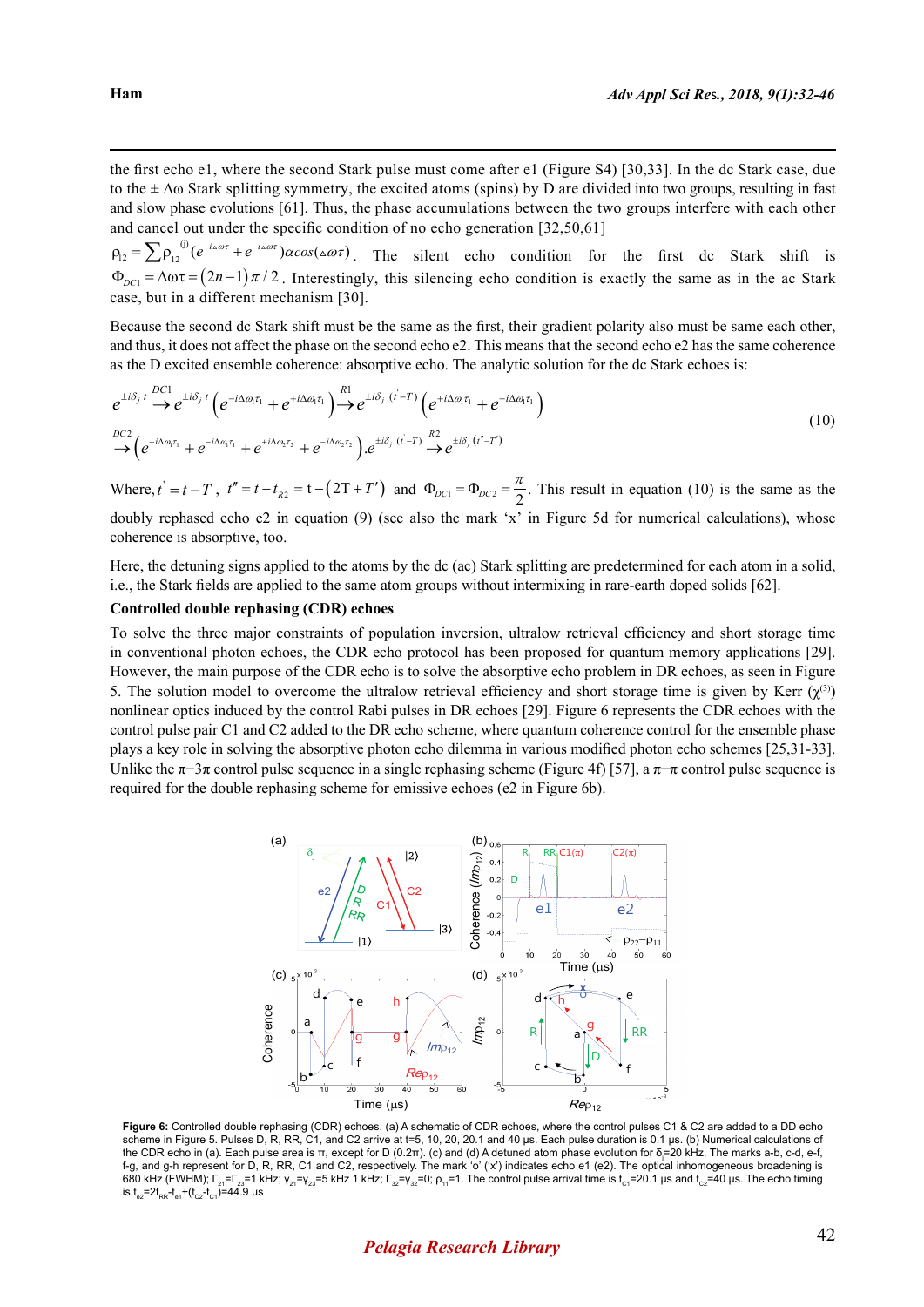the first echo e1, where the second Stark pulse must come after e1 (Figure S4) [30,33]. In the dc Stark case, due to the $\pm\Delta\omega$ Stark splitting symmetry, the excited atoms (spins) by D are divided into two groups, resulting in fast and slow phase evolutions [61]. Thus, the phase accumulations between the two groups interfere with each other and cancel out under the specific condition of no echo generation [32,50,61] $\rho_{12} = \sum \rho_{12}^{(j)} (e^{+i\Delta\omega\tau} + e^{-i\Delta\omega\tau}) \alpha \cos(\Delta\omega\tau)$. The silent echo condition for the first dc Stark shift is $\Phi_{DC1} = \Delta\omega\tau = (2n-1)\pi/2$. Interestingly, this silencing echo condition is exactly the same as in the ac Stark case, but in a different mechanism [30].

Because the second dc Stark shift must be the same as the first, their gradient polarity also must be same each other, and thus, it does not affect the phase on the second echo e2. This means that the second echo e2 has the same coherence as the D excited ensemble coherence: absorptive echo. The analytic solution for the dc Stark echoes is:

$$e^{\pm i\delta_j t} \xrightarrow{DC1} e^{\pm i\delta_j t}\left(e^{-i\Delta\omega_1\tau_1} + e^{+i\Delta\omega_1\tau_1}\right) \xrightarrow{R1} e^{\pm i\delta_j (t'-T)}\left(e^{+i\Delta\omega_1\tau_1} + e^{-i\Delta\omega_1\tau_1}\right)$$
$$\xrightarrow{DC2} \left(e^{+i\Delta\omega_1\tau_1} + e^{-i\Delta\omega_1\tau_1} + e^{+i\Delta\omega_2\tau_2} + e^{-i\Delta\omega_2\tau_2}\right).e^{\pm i\delta_j (t'-T)} \xrightarrow{R2} e^{\pm i\delta_j (t''-T')} \quad (10)$$

Where, $t' = t - T$, $t'' = t - t_{R2} = t - (2T + T')$ and $\Phi_{DC1} = \Phi_{DC2} = \frac{\pi}{2}$. This result in equation (10) is the same as the doubly rephased echo e2 in equation (9) (see also the mark 'x' in Figure 5d for numerical calculations), whose coherence is absorptive, too.

Here, the detuning signs applied to the atoms by the dc (ac) Stark splitting are predetermined for each atom in a solid, i.e., the Stark fields are applied to the same atom groups without intermixing in rare-earth doped solids [62].

**Controlled double rephasing (CDR) echoes**

To solve the three major constraints of population inversion, ultralow retrieval efficiency and short storage time in conventional photon echoes, the CDR echo protocol has been proposed for quantum memory applications [29]. However, the main purpose of the CDR echo is to solve the absorptive echo problem in DR echoes, as seen in Figure 5. The solution model to overcome the ultralow retrieval efficiency and short storage time is given by Kerr ($\chi^{(3)}$) nonlinear optics induced by the control Rabi pulses in DR echoes [29]. Figure 6 represents the CDR echoes with the control pulse pair C1 and C2 added to the DR echo scheme, where quantum coherence control for the ensemble phase plays a key role in solving the absorptive photon echo dilemma in various modified photon echo schemes [25,31-33]. Unlike the $\pi$–$3\pi$ control pulse sequence in a single rephasing scheme (Figure 4f) [57], a $\pi$–$\pi$ control pulse sequence is required for the double rephasing scheme for emissive echoes (e2 in Figure 6b).

**Figure 6:** Controlled double rephasing (CDR) echoes. (a) A schematic of CDR echoes, where the control pulses C1 & C2 are added to a DD echo scheme in Figure 5. Pulses D, R, RR, C1, and C2 arrive at t=5, 10, 20, 20.1 and 40 μs. Each pulse duration is 0.1 μs. (b) Numerical calculations of the CDR echo in (a). Each pulse area is π, except for D (0.2π). (c) and (d) A detuned atom phase evolution for $\delta_j$=20 kHz. The marks a-b, c-d, e-f, f-g, and g-h represent for D, R, RR, C1 and C2, respectively. The mark 'o' ('x') indicates echo e1 (e2). The optical inhomogeneous broadening is 680 kHz (FWHM); $\Gamma_{21}=\Gamma_{23}$=1 kHz; $\gamma_{21}=\gamma_{23}$=5 kHz 1 kHz; $\Gamma_{32}=\gamma_{32}$=0; $\rho_{11}$=1. The control pulse arrival time is $t_{c1}$=20.1 μs and $t_{c2}$=40 μs. The echo timing is $t_{e2}=2t_{RR}-t_{e1}+(t_{c2}-t_{c1})$=44.9 μs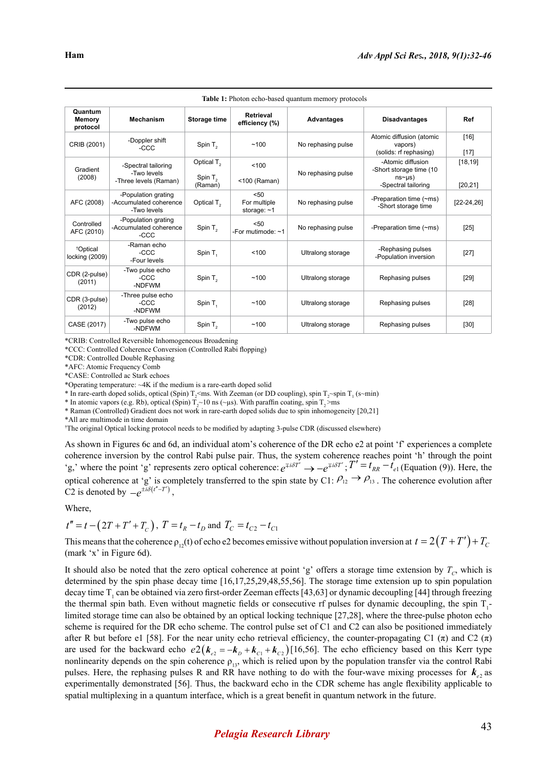**Table 1:** Photon echo-based quantum memory protocols

| Quantum Memory protocol | Mechanism | Storage time | Retrieval efficiency (%) | Advantages | Disadvantages | Ref |
|---|---|---|---|---|---|---|
| CRIB (2001) | -Doppler shift -CCC | Spin $T_2$ | ~100 | No rephasing pulse | Atomic diffusion (atomic vapors) (solids: rf rephasing) | [16] [17] |
| Gradient (2008) | -Spectral tailoring -Two levels -Three levels (Raman) | Optical $T_2$ Spin $T_2$ (Raman) | <100 <100 (Raman) | No rephasing pulse | -Atomic diffusion -Short storage time (10 ns~μs) -Spectral tailoring | [18,19] [20,21] |
| AFC (2008) | -Population grating -Accumulated coherence -Two levels | Optical $T_2$ | <50 For multiple storage: ~1 | No rephasing pulse | -Preparation time (~ms) -Short storage time | [22-24,26] |
| Controlled AFC (2010) | -Population grating -Accumulated coherence -CCC | Spin $T_2$ | <50 -For mutimode: ~1 | No rephasing pulse | -Preparation time (~ms) | [25] |
| †Optical locking (2009) | -Raman echo -CCC -Four levels | Spin $T_1$ | <100 | Ultralong storage | -Rephasing pulses -Population inversion | [27] |
| CDR (2-pulse) (2011) | -Two pulse echo -CCC -NDFWM | Spin $T_2$ | ~100 | Ultralong storage | Rephasing pulses | [29] |
| CDR (3-pulse) (2012) | -Three pulse echo -CCC -NDFWM | Spin $T_1$ | ~100 | Ultralong storage | Rephasing pulses | [28] |
| CASE (2017) | -Two pulse echo -NDFWM | Spin $T_2$ | ~100 | Ultralong storage | Rephasing pulses | [30] |

*CRIB: Controlled Reversible Inhomogeneous Broadening
*CCC: Controlled Coherence Conversion (Controlled Rabi flopping)
*CDR: Controlled Double Rephasing
*AFC: Atomic Frequency Comb
*CASE: Controlled ac Stark echoes
*Operating temperature: ~4K if the medium is a rare-earth doped solid
* In rare-earth doped solids, optical (Spin) $T_2$<ms. With Zeeman (or DD coupling), spin $T_2$~spin $T_1$ (s~min)
* In atomic vapors (e.g. Rb), optical (Spin) $T_2$~10 ns (~μs). With paraffin coating, spin $T_2$>ms
* Raman (Controlled) Gradient does not work in rare-earth doped solids due to spin inhomogeneity [20,21]
*All are multimode in time domain
†The original Optical locking protocol needs to be modified by adapting 3-pulse CDR (discussed elsewhere)

As shown in Figures 6c and 6d, an individual atom's coherence of the DR echo e2 at point 'f' experiences a complete coherence inversion by the control Rabi pulse pair. Thus, the system coherence reaches point 'h' through the point 'g,' where the point 'g' represents zero optical coherence: $e^{\mp i\delta T'} \rightarrow -e^{\mp i\delta T'}$; $T' = t_{RR} - t_{e1}$ (Equation (9)). Here, the optical coherence at 'g' is completely transferred to the spin state by C1: $\rho_{12} \rightarrow \rho_{13}$. The coherence evolution after C2 is denoted by $-e^{\pm i\delta(t''-T')}$,

Where,

$t'' = t - (2T + T' + T_C)$, $T = t_R - t_D$ and $T_C = t_{C2} - t_{C1}$

This means that the coherence $\rho_{12}(t)$ of echo e2 becomes emissive without population inversion at $t = 2(T + T') + T_C$ (mark 'x' in Figure 6d).

It should also be noted that the zero optical coherence at point 'g' offers a storage time extension by $T_C$, which is determined by the spin phase decay time [16,17,25,29,48,55,56]. The storage time extension up to spin population decay time $T_1$ can be obtained via zero first-order Zeeman effects [43,63] or dynamic decoupling [44] through freezing the thermal spin bath. Even without magnetic fields or consecutive rf pulses for dynamic decoupling, the spin $T_1$-limited storage time can also be obtained by an optical locking technique [27,28], where the three-pulse photon echo scheme is required for the DR echo scheme. The control pulse set of C1 and C2 can also be positioned immediately after R but before e1 [58]. For the near unity echo retrieval efficiency, the counter-propagating C1 (π) and C2 (π) are used for the backward echo $e2(\boldsymbol{k}_{e2} = -\boldsymbol{k}_D + \boldsymbol{k}_{C1} + \boldsymbol{k}_{C2})$ [16,56]. The echo efficiency based on this Kerr type nonlinearity depends on the spin coherence $\rho_{13}$, which is relied upon by the population transfer via the control Rabi pulses. Here, the rephasing pulses R and RR have nothing to do with the four-wave mixing processes for $\boldsymbol{k}_{e2}$ as experimentally demonstrated [56]. Thus, the backward echo in the CDR scheme has angle flexibility applicable to spatial multiplexing in a quantum interface, which is a great benefit in quantum network in the future.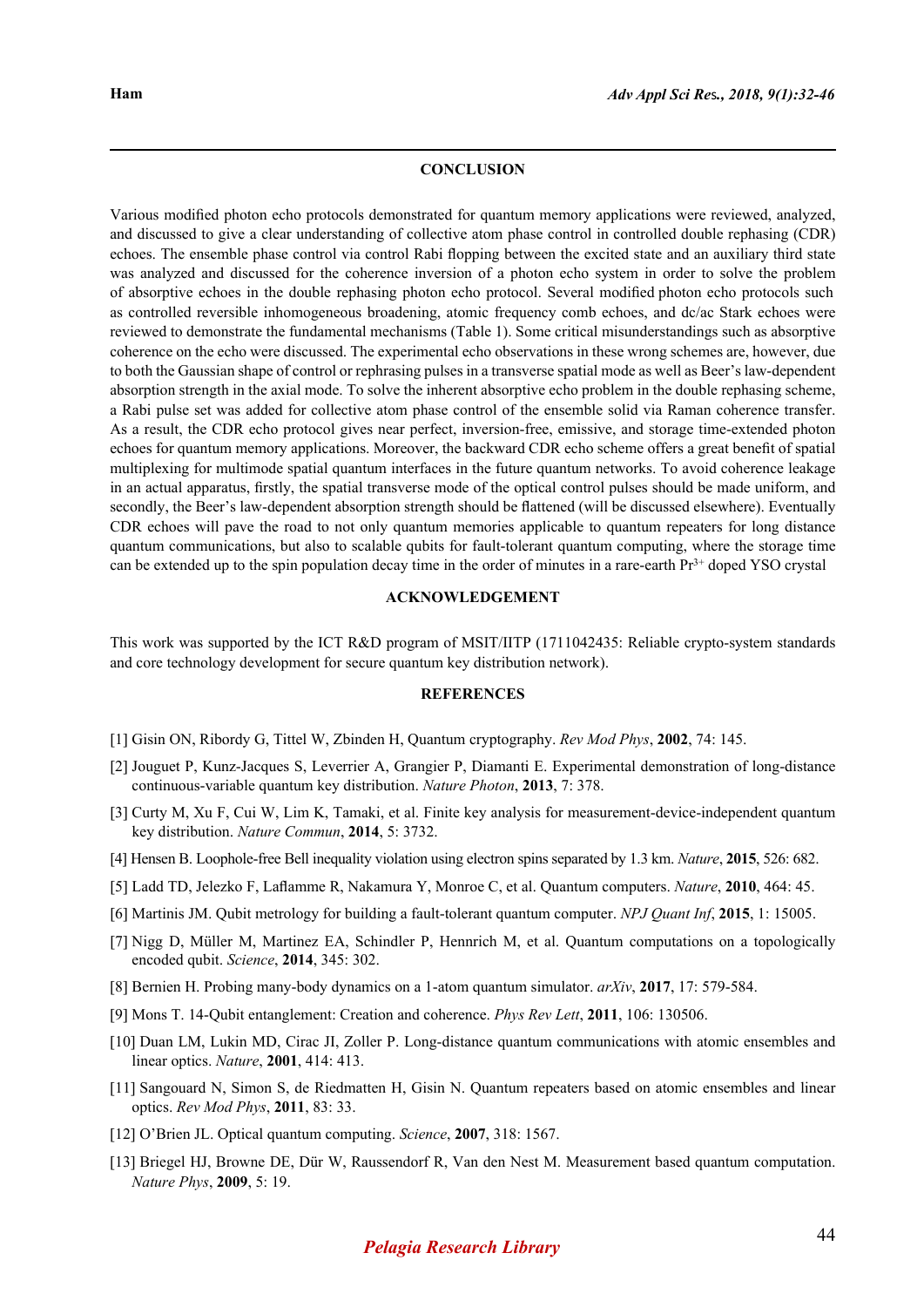## CONCLUSION

Various modified photon echo protocols demonstrated for quantum memory applications were reviewed, analyzed, and discussed to give a clear understanding of collective atom phase control in controlled double rephasing (CDR) echoes. The ensemble phase control via control Rabi flopping between the excited state and an auxiliary third state was analyzed and discussed for the coherence inversion of a photon echo system in order to solve the problem of absorptive echoes in the double rephasing photon echo protocol. Several modified photon echo protocols such as controlled reversible inhomogeneous broadening, atomic frequency comb echoes, and dc/ac Stark echoes were reviewed to demonstrate the fundamental mechanisms (Table 1). Some critical misunderstandings such as absorptive coherence on the echo were discussed. The experimental echo observations in these wrong schemes are, however, due to both the Gaussian shape of control or rephrasing pulses in a transverse spatial mode as well as Beer's law-dependent absorption strength in the axial mode. To solve the inherent absorptive echo problem in the double rephasing scheme, a Rabi pulse set was added for collective atom phase control of the ensemble solid via Raman coherence transfer. As a result, the CDR echo protocol gives near perfect, inversion-free, emissive, and storage time-extended photon echoes for quantum memory applications. Moreover, the backward CDR echo scheme offers a great benefit of spatial multiplexing for multimode spatial quantum interfaces in the future quantum networks. To avoid coherence leakage in an actual apparatus, firstly, the spatial transverse mode of the optical control pulses should be made uniform, and secondly, the Beer's law-dependent absorption strength should be flattened (will be discussed elsewhere). Eventually CDR echoes will pave the road to not only quantum memories applicable to quantum repeaters for long distance quantum communications, but also to scalable qubits for fault-tolerant quantum computing, where the storage time can be extended up to the spin population decay time in the order of minutes in a rare-earth $Pr^{3+}$ doped YSO crystal

## ACKNOWLEDGEMENT

This work was supported by the ICT R&D program of MSIT/IITP (1711042435: Reliable crypto-system standards and core technology development for secure quantum key distribution network).

## REFERENCES

[1] Gisin ON, Ribordy G, Tittel W, Zbinden H, Quantum cryptography. *Rev Mod Phys*, **2002**, 74: 145.

[2] Jouguet P, Kunz-Jacques S, Leverrier A, Grangier P, Diamanti E. Experimental demonstration of long-distance continuous-variable quantum key distribution. *Nature Photon*, **2013**, 7: 378.

[3] Curty M, Xu F, Cui W, Lim K, Tamaki, et al. Finite key analysis for measurement-device-independent quantum key distribution. *Nature Commun*, **2014**, 5: 3732.

[4] Hensen B. Loophole-free Bell inequality violation using electron spins separated by 1.3 km. *Nature*, **2015**, 526: 682.

[5] Ladd TD, Jelezko F, Laflamme R, Nakamura Y, Monroe C, et al. Quantum computers. *Nature*, **2010**, 464: 45.

[6] Martinis JM. Qubit metrology for building a fault-tolerant quantum computer. *NPJ Quant Inf*, **2015**, 1: 15005.

[7] Nigg D, Müller M, Martinez EA, Schindler P, Hennrich M, et al. Quantum computations on a topologically encoded qubit. *Science*, **2014**, 345: 302.

[8] Bernien H. Probing many-body dynamics on a 1-atom quantum simulator. *arXiv*, **2017**, 17: 579-584.

[9] Mons T. 14-Qubit entanglement: Creation and coherence. *Phys Rev Lett*, **2011**, 106: 130506.

[10] Duan LM, Lukin MD, Cirac JI, Zoller P. Long-distance quantum communications with atomic ensembles and linear optics. *Nature*, **2001**, 414: 413.

[11] Sangouard N, Simon S, de Riedmatten H, Gisin N. Quantum repeaters based on atomic ensembles and linear optics. *Rev Mod Phys*, **2011**, 83: 33.

[12] O'Brien JL. Optical quantum computing. *Science*, **2007**, 318: 1567.

[13] Briegel HJ, Browne DE, Dür W, Raussendorf R, Van den Nest M. Measurement based quantum computation. *Nature Phys*, **2009**, 5: 19.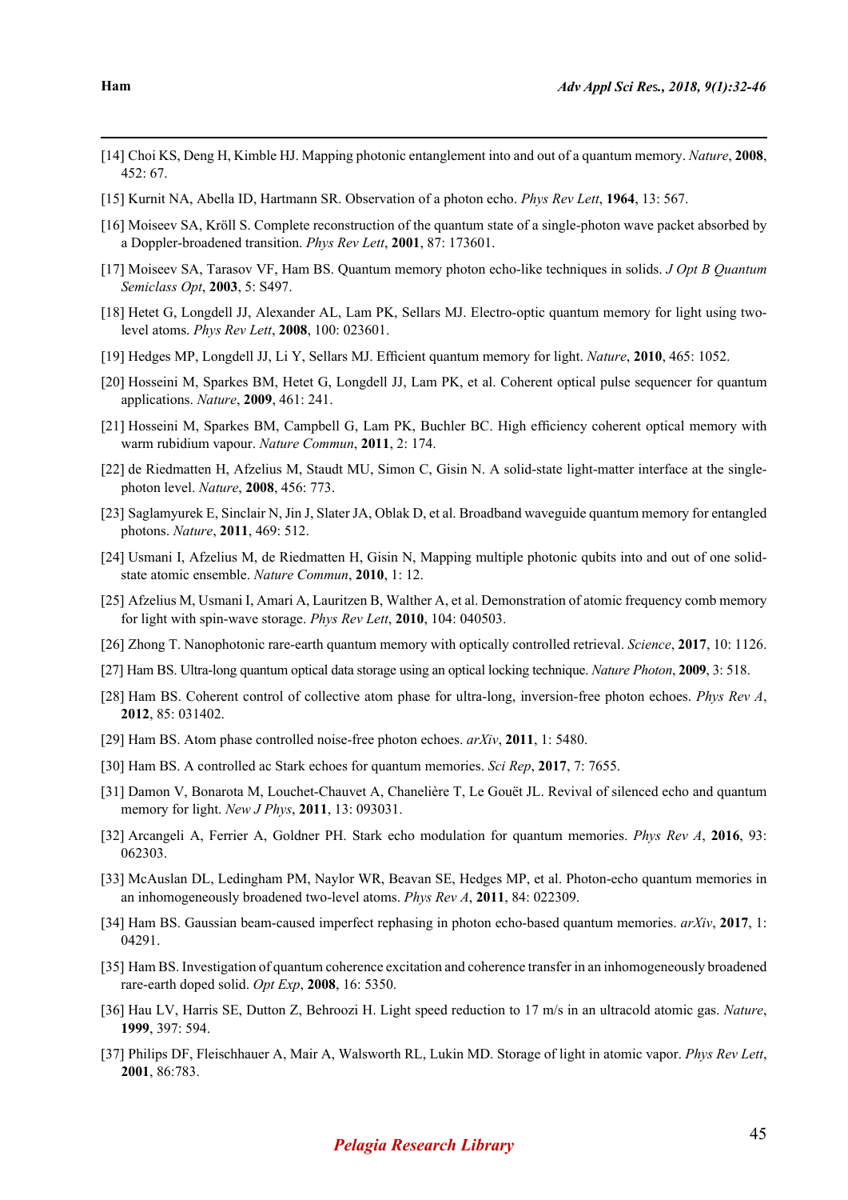[14] Choi KS, Deng H, Kimble HJ. Mapping photonic entanglement into and out of a quantum memory. *Nature*, **2008**, 452: 67.

[15] Kurnit NA, Abella ID, Hartmann SR. Observation of a photon echo. *Phys Rev Lett*, **1964**, 13: 567.

[16] Moiseev SA, Kröll S. Complete reconstruction of the quantum state of a single-photon wave packet absorbed by a Doppler-broadened transition. *Phys Rev Lett*, **2001**, 87: 173601.

[17] Moiseev SA, Tarasov VF, Ham BS. Quantum memory photon echo-like techniques in solids. *J Opt B Quantum Semiclass Opt*, **2003**, 5: S497.

[18] Hetet G, Longdell JJ, Alexander AL, Lam PK, Sellars MJ. Electro-optic quantum memory for light using two-level atoms. *Phys Rev Lett*, **2008**, 100: 023601.

[19] Hedges MP, Longdell JJ, Li Y, Sellars MJ. Efficient quantum memory for light. *Nature*, **2010**, 465: 1052.

[20] Hosseini M, Sparkes BM, Hetet G, Longdell JJ, Lam PK, et al. Coherent optical pulse sequencer for quantum applications. *Nature*, **2009**, 461: 241.

[21] Hosseini M, Sparkes BM, Campbell G, Lam PK, Buchler BC. High efficiency coherent optical memory with warm rubidium vapour. *Nature Commun*, **2011**, 2: 174.

[22] de Riedmatten H, Afzelius M, Staudt MU, Simon C, Gisin N. A solid-state light-matter interface at the single-photon level. *Nature*, **2008**, 456: 773.

[23] Saglamyurek E, Sinclair N, Jin J, Slater JA, Oblak D, et al. Broadband waveguide quantum memory for entangled photons. *Nature*, **2011**, 469: 512.

[24] Usmani I, Afzelius M, de Riedmatten H, Gisin N, Mapping multiple photonic qubits into and out of one solid-state atomic ensemble. *Nature Commun*, **2010**, 1: 12.

[25] Afzelius M, Usmani I, Amari A, Lauritzen B, Walther A, et al. Demonstration of atomic frequency comb memory for light with spin-wave storage. *Phys Rev Lett*, **2010**, 104: 040503.

[26] Zhong T. Nanophotonic rare-earth quantum memory with optically controlled retrieval. *Science*, **2017**, 10: 1126.

[27] Ham BS. Ultra-long quantum optical data storage using an optical locking technique. *Nature Photon*, **2009**, 3: 518.

[28] Ham BS. Coherent control of collective atom phase for ultra-long, inversion-free photon echoes. *Phys Rev A*, **2012**, 85: 031402.

[29] Ham BS. Atom phase controlled noise-free photon echoes. *arXiv*, **2011**, 1: 5480.

[30] Ham BS. A controlled ac Stark echoes for quantum memories. *Sci Rep*, **2017**, 7: 7655.

[31] Damon V, Bonarota M, Louchet-Chauvet A, Chanelière T, Le Gouët JL. Revival of silenced echo and quantum memory for light. *New J Phys*, **2011**, 13: 093031.

[32] Arcangeli A, Ferrier A, Goldner PH. Stark echo modulation for quantum memories. *Phys Rev A*, **2016**, 93: 062303.

[33] McAuslan DL, Ledingham PM, Naylor WR, Beavan SE, Hedges MP, et al. Photon-echo quantum memories in an inhomogeneously broadened two-level atoms. *Phys Rev A*, **2011**, 84: 022309.

[34] Ham BS. Gaussian beam-caused imperfect rephasing in photon echo-based quantum memories. *arXiv*, **2017**, 1: 04291.

[35] Ham BS. Investigation of quantum coherence excitation and coherence transfer in an inhomogeneously broadened rare-earth doped solid. *Opt Exp*, **2008**, 16: 5350.

[36] Hau LV, Harris SE, Dutton Z, Behroozi H. Light speed reduction to 17 m/s in an ultracold atomic gas. *Nature*, **1999**, 397: 594.

[37] Philips DF, Fleischhauer A, Mair A, Walsworth RL, Lukin MD. Storage of light in atomic vapor. *Phys Rev Lett*, **2001**, 86:783.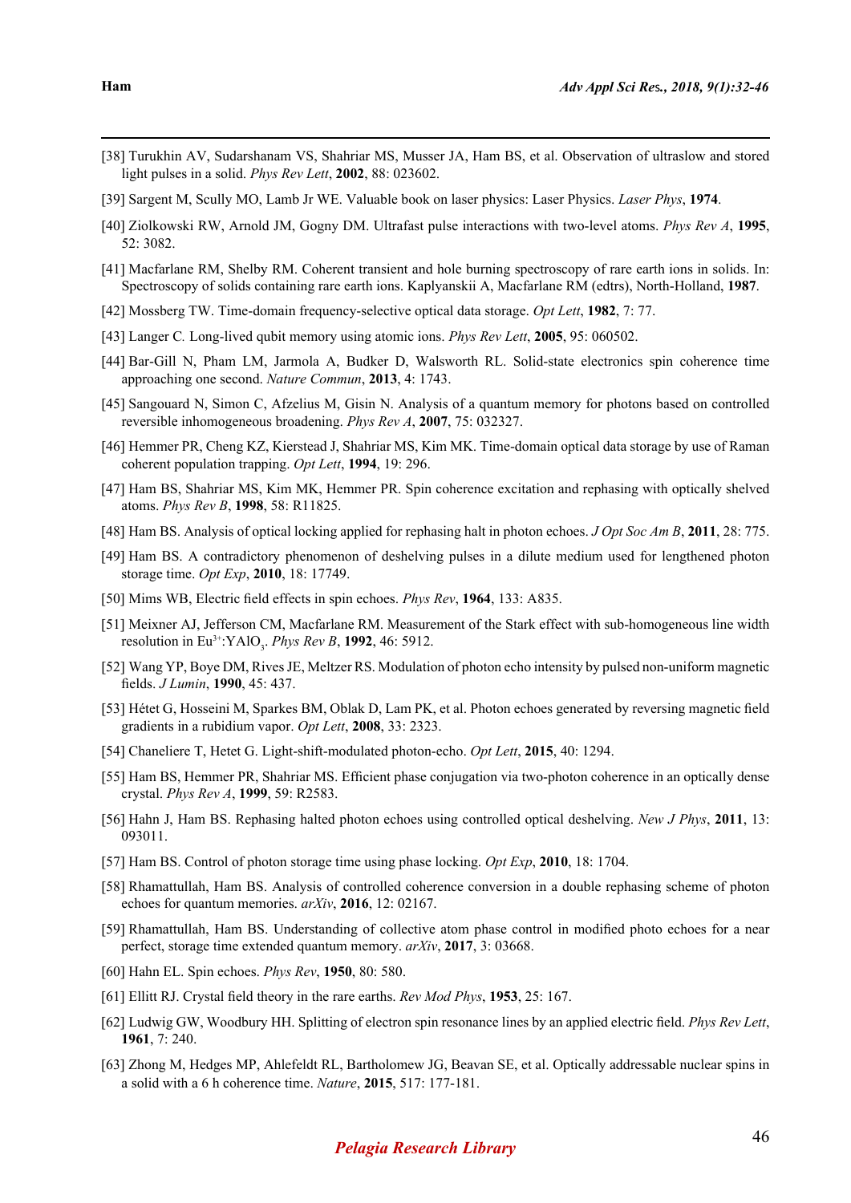[38] Turukhin AV, Sudarshanam VS, Shahriar MS, Musser JA, Ham BS, et al. Observation of ultraslow and stored light pulses in a solid. *Phys Rev Lett*, **2002**, 88: 023602.

[39] Sargent M, Scully MO, Lamb Jr WE. Valuable book on laser physics: Laser Physics. *Laser Phys*, **1974**.

[40] Ziolkowski RW, Arnold JM, Gogny DM. Ultrafast pulse interactions with two-level atoms. *Phys Rev A*, **1995**, 52: 3082.

[41] Macfarlane RM, Shelby RM. Coherent transient and hole burning spectroscopy of rare earth ions in solids. In: Spectroscopy of solids containing rare earth ions. Kaplyanskii A, Macfarlane RM (edtrs), North-Holland, **1987**.

[42] Mossberg TW. Time-domain frequency-selective optical data storage. *Opt Lett*, **1982**, 7: 77.

[43] Langer C. Long-lived qubit memory using atomic ions. *Phys Rev Lett*, **2005**, 95: 060502.

[44] Bar-Gill N, Pham LM, Jarmola A, Budker D, Walsworth RL. Solid-state electronics spin coherence time approaching one second. *Nature Commun*, **2013**, 4: 1743.

[45] Sangouard N, Simon C, Afzelius M, Gisin N. Analysis of a quantum memory for photons based on controlled reversible inhomogeneous broadening. *Phys Rev A*, **2007**, 75: 032327.

[46] Hemmer PR, Cheng KZ, Kierstead J, Shahriar MS, Kim MK. Time-domain optical data storage by use of Raman coherent population trapping. *Opt Lett*, **1994**, 19: 296.

[47] Ham BS, Shahriar MS, Kim MK, Hemmer PR. Spin coherence excitation and rephasing with optically shelved atoms. *Phys Rev B*, **1998**, 58: R11825.

[48] Ham BS. Analysis of optical locking applied for rephasing halt in photon echoes. *J Opt Soc Am B*, **2011**, 28: 775.

[49] Ham BS. A contradictory phenomenon of deshelving pulses in a dilute medium used for lengthened photon storage time. *Opt Exp*, **2010**, 18: 17749.

[50] Mims WB, Electric field effects in spin echoes. *Phys Rev*, **1964**, 133: A835.

[51] Meixner AJ, Jefferson CM, Macfarlane RM. Measurement of the Stark effect with sub-homogeneous line width resolution in $Eu^{3+}$:$YAlO_3$. *Phys Rev B*, **1992**, 46: 5912.

[52] Wang YP, Boye DM, Rives JE, Meltzer RS. Modulation of photon echo intensity by pulsed non-uniform magnetic fields. *J Lumin*, **1990**, 45: 437.

[53] Hétet G, Hosseini M, Sparkes BM, Oblak D, Lam PK, et al. Photon echoes generated by reversing magnetic field gradients in a rubidium vapor. *Opt Lett*, **2008**, 33: 2323.

[54] Chaneliere T, Hetet G. Light-shift-modulated photon-echo. *Opt Lett*, **2015**, 40: 1294.

[55] Ham BS, Hemmer PR, Shahriar MS. Efficient phase conjugation via two-photon coherence in an optically dense crystal. *Phys Rev A*, **1999**, 59: R2583.

[56] Hahn J, Ham BS. Rephasing halted photon echoes using controlled optical deshelving. *New J Phys*, **2011**, 13: 093011.

[57] Ham BS. Control of photon storage time using phase locking. *Opt Exp*, **2010**, 18: 1704.

[58] Rhamattullah, Ham BS. Analysis of controlled coherence conversion in a double rephasing scheme of photon echoes for quantum memories. *arXiv*, **2016**, 12: 02167.

[59] Rhamattullah, Ham BS. Understanding of collective atom phase control in modified photo echoes for a near perfect, storage time extended quantum memory. *arXiv*, **2017**, 3: 03668.

[60] Hahn EL. Spin echoes. *Phys Rev*, **1950**, 80: 580.

[61] Ellitt RJ. Crystal field theory in the rare earths. *Rev Mod Phys*, **1953**, 25: 167.

[62] Ludwig GW, Woodbury HH. Splitting of electron spin resonance lines by an applied electric field. *Phys Rev Lett*, **1961**, 7: 240.

[63] Zhong M, Hedges MP, Ahlefeldt RL, Bartholomew JG, Beavan SE, et al. Optically addressable nuclear spins in a solid with a 6 h coherence time. *Nature*, **2015**, 517: 177-181.